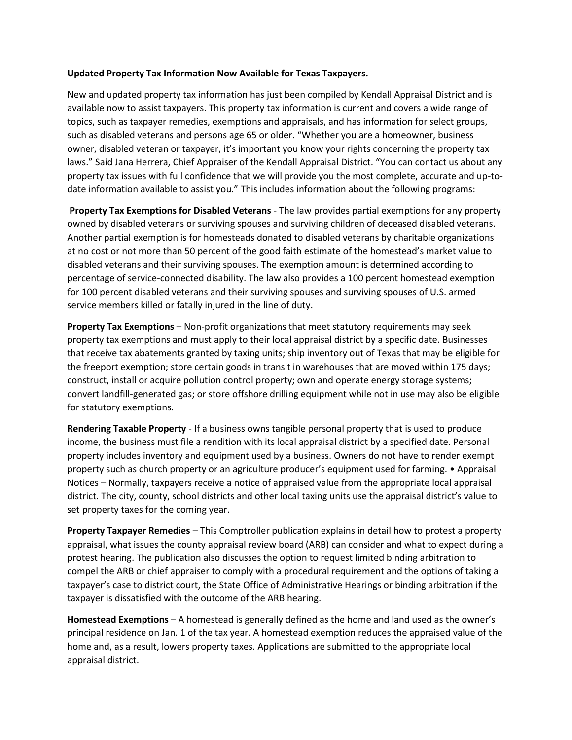**Updated Property Tax Information Now Available for Texas Taxpayers.**

New and updated property tax information has just been compiled by Kendall Appraisal District and is available now to assist taxpayers. This property tax information is current and covers a wide range of topics, such as taxpayer remedies, exemptions and appraisals, and has information for select groups, such as disabled veterans and persons age 65 or older. "Whether you are a homeowner, business owner, disabled veteran or taxpayer, it's important you know your rights concerning the property tax laws." Said Jana Herrera, Chief Appraiser of the Kendall Appraisal District. "You can contact us about any property tax issues with full confidence that we will provide you the most complete, accurate and up-to-date information available to assist you." This includes information about the following programs:

**Property Tax Exemptions for Disabled Veterans** - The law provides partial exemptions for any property owned by disabled veterans or surviving spouses and surviving children of deceased disabled veterans. Another partial exemption is for homesteads donated to disabled veterans by charitable organizations at no cost or not more than 50 percent of the good faith estimate of the homestead's market value to disabled veterans and their surviving spouses. The exemption amount is determined according to percentage of service-connected disability. The law also provides a 100 percent homestead exemption for 100 percent disabled veterans and their surviving spouses and surviving spouses of U.S. armed service members killed or fatally injured in the line of duty.

**Property Tax Exemptions** – Non-profit organizations that meet statutory requirements may seek property tax exemptions and must apply to their local appraisal district by a specific date. Businesses that receive tax abatements granted by taxing units; ship inventory out of Texas that may be eligible for the freeport exemption; store certain goods in transit in warehouses that are moved within 175 days; construct, install or acquire pollution control property; own and operate energy storage systems; convert landfill-generated gas; or store offshore drilling equipment while not in use may also be eligible for statutory exemptions.

**Rendering Taxable Property** - If a business owns tangible personal property that is used to produce income, the business must file a rendition with its local appraisal district by a specified date. Personal property includes inventory and equipment used by a business. Owners do not have to render exempt property such as church property or an agriculture producer's equipment used for farming. • Appraisal Notices – Normally, taxpayers receive a notice of appraised value from the appropriate local appraisal district. The city, county, school districts and other local taxing units use the appraisal district's value to set property taxes for the coming year.

**Property Taxpayer Remedies** – This Comptroller publication explains in detail how to protest a property appraisal, what issues the county appraisal review board (ARB) can consider and what to expect during a protest hearing. The publication also discusses the option to request limited binding arbitration to compel the ARB or chief appraiser to comply with a procedural requirement and the options of taking a taxpayer's case to district court, the State Office of Administrative Hearings or binding arbitration if the taxpayer is dissatisfied with the outcome of the ARB hearing.

**Homestead Exemptions** – A homestead is generally defined as the home and land used as the owner's principal residence on Jan. 1 of the tax year. A homestead exemption reduces the appraised value of the home and, as a result, lowers property taxes. Applications are submitted to the appropriate local appraisal district.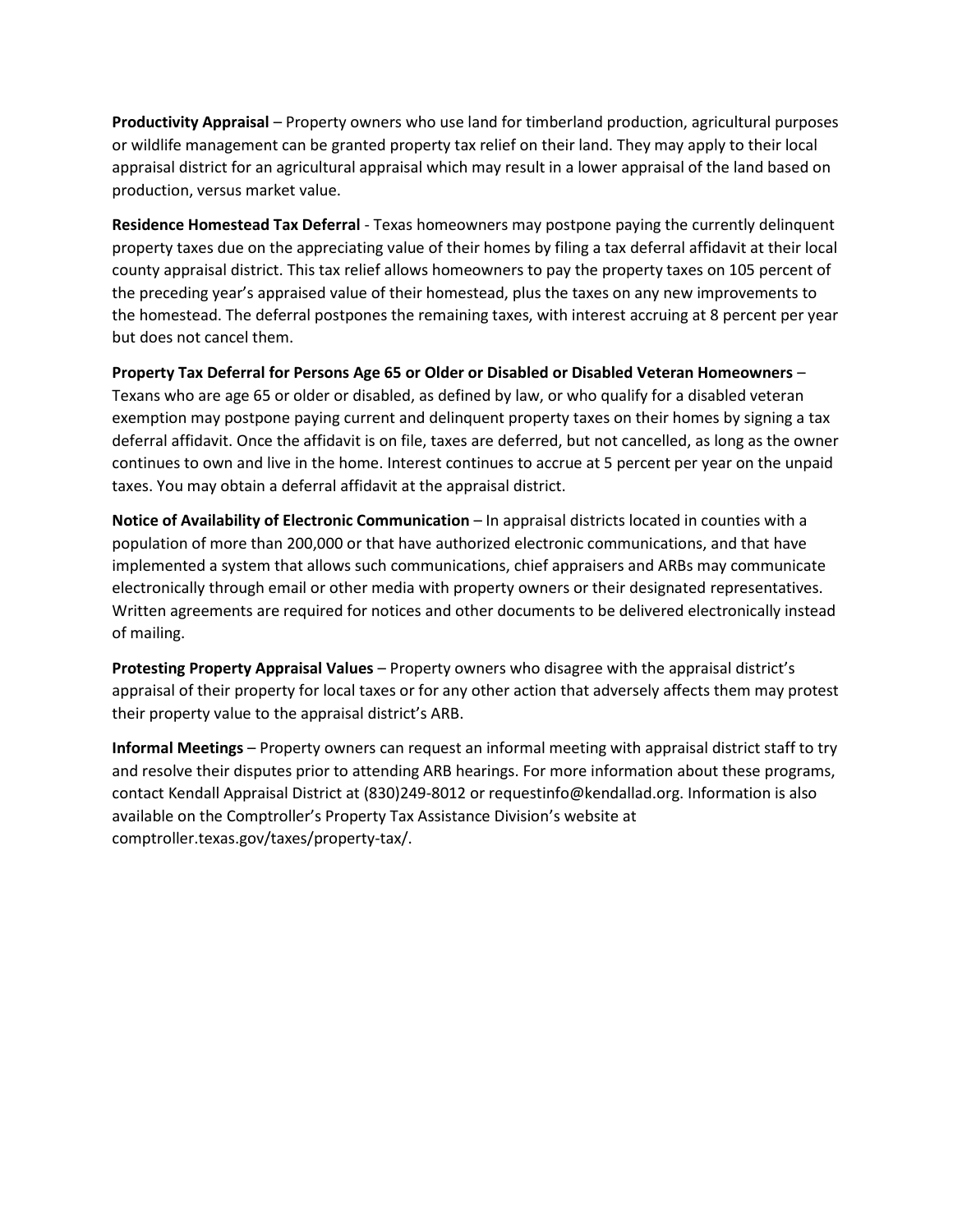**Productivity Appraisal** – Property owners who use land for timberland production, agricultural purposes or wildlife management can be granted property tax relief on their land. They may apply to their local appraisal district for an agricultural appraisal which may result in a lower appraisal of the land based on production, versus market value.

**Residence Homestead Tax Deferral** - Texas homeowners may postpone paying the currently delinquent property taxes due on the appreciating value of their homes by filing a tax deferral affidavit at their local county appraisal district. This tax relief allows homeowners to pay the property taxes on 105 percent of the preceding year's appraised value of their homestead, plus the taxes on any new improvements to the homestead. The deferral postpones the remaining taxes, with interest accruing at 8 percent per year but does not cancel them.

**Property Tax Deferral for Persons Age 65 or Older or Disabled or Disabled Veteran Homeowners** – Texans who are age 65 or older or disabled, as defined by law, or who qualify for a disabled veteran exemption may postpone paying current and delinquent property taxes on their homes by signing a tax deferral affidavit. Once the affidavit is on file, taxes are deferred, but not cancelled, as long as the owner continues to own and live in the home. Interest continues to accrue at 5 percent per year on the unpaid taxes. You may obtain a deferral affidavit at the appraisal district.

**Notice of Availability of Electronic Communication** – In appraisal districts located in counties with a population of more than 200,000 or that have authorized electronic communications, and that have implemented a system that allows such communications, chief appraisers and ARBs may communicate electronically through email or other media with property owners or their designated representatives. Written agreements are required for notices and other documents to be delivered electronically instead of mailing.

**Protesting Property Appraisal Values** – Property owners who disagree with the appraisal district's appraisal of their property for local taxes or for any other action that adversely affects them may protest their property value to the appraisal district's ARB.

**Informal Meetings** – Property owners can request an informal meeting with appraisal district staff to try and resolve their disputes prior to attending ARB hearings. For more information about these programs, contact Kendall Appraisal District at (830)249-8012 or requestinfo@kendallad.org. Information is also available on the Comptroller's Property Tax Assistance Division's website at comptroller.texas.gov/taxes/property-tax/.